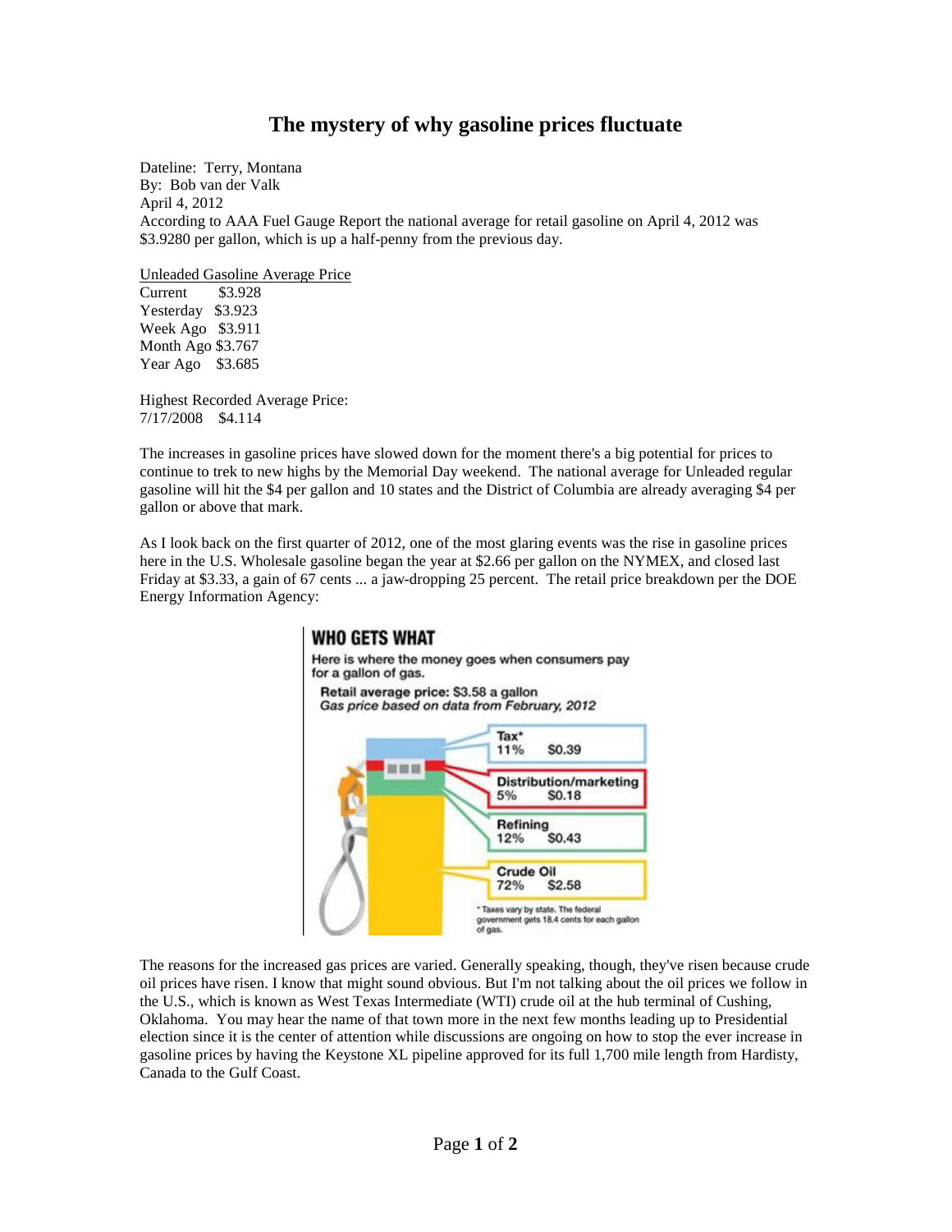# The mystery of why gasoline prices fluctuate

Dateline: Terry, Montana
By: Bob van der Valk
April 4, 2012
According to AAA Fuel Gauge Report the national average for retail gasoline on April 4, 2012 was $3.9280 per gallon, which is up a half-penny from the previous day.

Unleaded Gasoline Average Price

| | |
|---|---|
| Current | $3.928 |
| Yesterday | $3.923 |
| Week Ago | $3.911 |
| Month Ago | $3.767 |
| Year Ago | $3.685 |

Highest Recorded Average Price:
7/17/2008 $4.114

The increases in gasoline prices have slowed down for the moment there's a big potential for prices to continue to trek to new highs by the Memorial Day weekend. The national average for Unleaded regular gasoline will hit the $4 per gallon and 10 states and the District of Columbia are already averaging $4 per gallon or above that mark.

As I look back on the first quarter of 2012, one of the most glaring events was the rise in gasoline prices here in the U.S. Wholesale gasoline began the year at $2.66 per gallon on the NYMEX, and closed last Friday at $3.33, a gain of 67 cents ... a jaw-dropping 25 percent. The retail price breakdown per the DOE Energy Information Agency:

**WHO GETS WHAT**

Here is where the money goes when consumers pay for a gallon of gas.

**Retail average price: $3.58 a gallon**
*Gas price based on data from February, 2012*

Tax*
11% $0.39

Distribution/marketing
5% $0.18

Refining
12% $0.43

Crude Oil
72% $2.58

* Taxes vary by state. The federal government gets 18.4 cents for each gallon of gas.

The reasons for the increased gas prices are varied. Generally speaking, though, they've risen because crude oil prices have risen. I know that might sound obvious. But I'm not talking about the oil prices we follow in the U.S., which is known as West Texas Intermediate (WTI) crude oil at the hub terminal of Cushing, Oklahoma. You may hear the name of that town more in the next few months leading up to Presidential election since it is the center of attention while discussions are ongoing on how to stop the ever increase in gasoline prices by having the Keystone XL pipeline approved for its full 1,700 mile length from Hardisty, Canada to the Gulf Coast.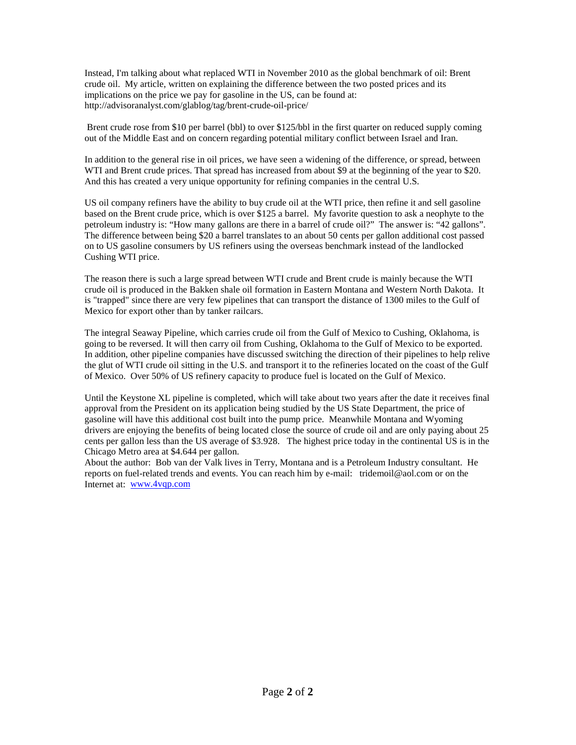Instead, I'm talking about what replaced WTI in November 2010 as the global benchmark of oil: Brent crude oil. My article, written on explaining the difference between the two posted prices and its implications on the price we pay for gasoline in the US, can be found at: http://advisoranalyst.com/glablog/tag/brent-crude-oil-price/

Brent crude rose from $10 per barrel (bbl) to over $125/bbl in the first quarter on reduced supply coming out of the Middle East and on concern regarding potential military conflict between Israel and Iran.

In addition to the general rise in oil prices, we have seen a widening of the difference, or spread, between WTI and Brent crude prices. That spread has increased from about $9 at the beginning of the year to $20. And this has created a very unique opportunity for refining companies in the central U.S.

US oil company refiners have the ability to buy crude oil at the WTI price, then refine it and sell gasoline based on the Brent crude price, which is over $125 a barrel. My favorite question to ask a neophyte to the petroleum industry is: "How many gallons are there in a barrel of crude oil?" The answer is: "42 gallons". The difference between being $20 a barrel translates to an about 50 cents per gallon additional cost passed on to US gasoline consumers by US refiners using the overseas benchmark instead of the landlocked Cushing WTI price.

The reason there is such a large spread between WTI crude and Brent crude is mainly because the WTI crude oil is produced in the Bakken shale oil formation in Eastern Montana and Western North Dakota. It is "trapped" since there are very few pipelines that can transport the distance of 1300 miles to the Gulf of Mexico for export other than by tanker railcars.

The integral Seaway Pipeline, which carries crude oil from the Gulf of Mexico to Cushing, Oklahoma, is going to be reversed. It will then carry oil from Cushing, Oklahoma to the Gulf of Mexico to be exported. In addition, other pipeline companies have discussed switching the direction of their pipelines to help relive the glut of WTI crude oil sitting in the U.S. and transport it to the refineries located on the coast of the Gulf of Mexico. Over 50% of US refinery capacity to produce fuel is located on the Gulf of Mexico.

Until the Keystone XL pipeline is completed, which will take about two years after the date it receives final approval from the President on its application being studied by the US State Department, the price of gasoline will have this additional cost built into the pump price. Meanwhile Montana and Wyoming drivers are enjoying the benefits of being located close the source of crude oil and are only paying about 25 cents per gallon less than the US average of $3.928. The highest price today in the continental US is in the Chicago Metro area at $4.644 per gallon.

About the author: Bob van der Valk lives in Terry, Montana and is a Petroleum Industry consultant. He reports on fuel-related trends and events. You can reach him by e-mail: tridemoil@aol.com or on the Internet at: www.4vqp.com